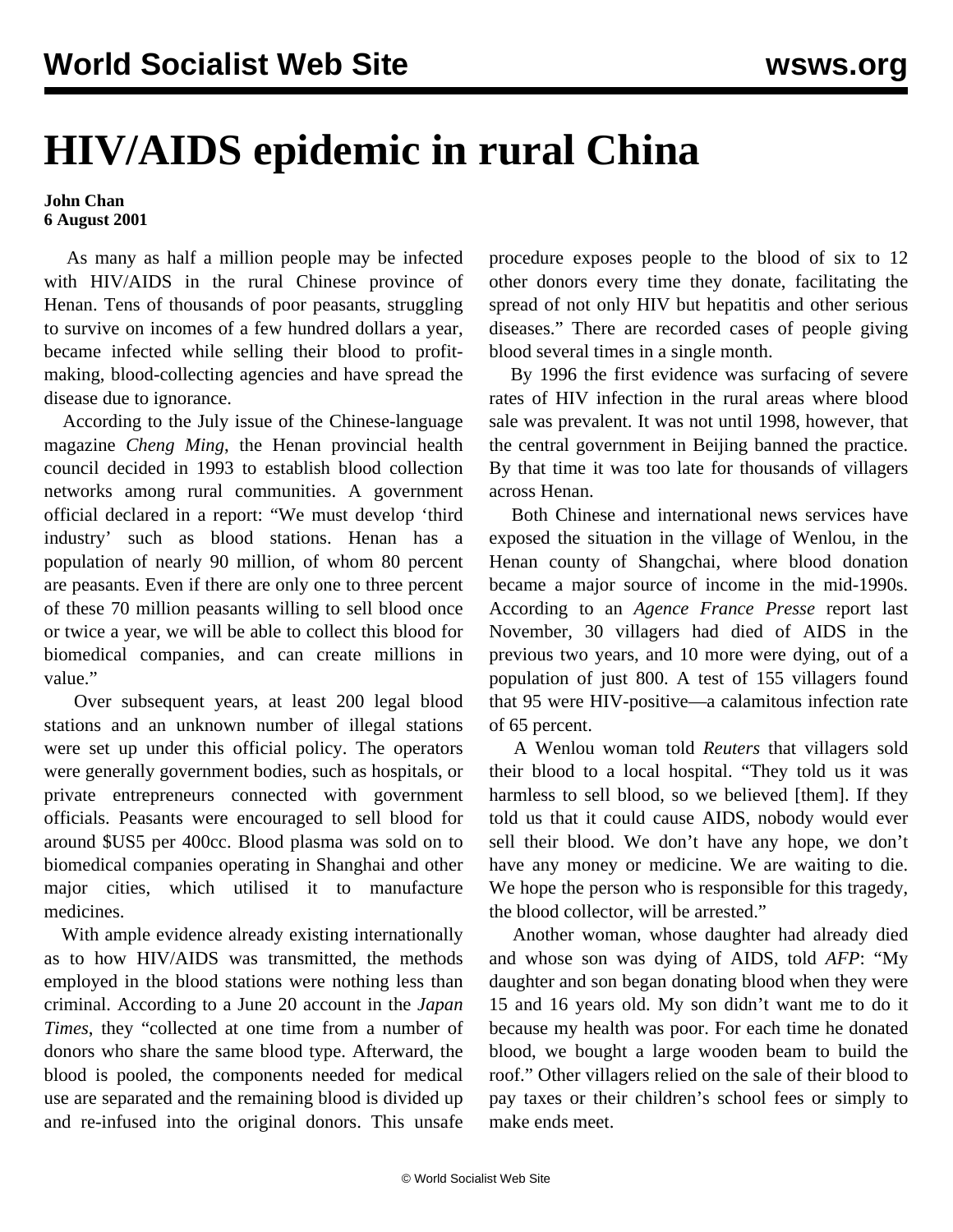# HIV/AIDS epidemic in rural China

**John Chan**
**6 August 2001**

As many as half a million people may be infected with HIV/AIDS in the rural Chinese province of Henan. Tens of thousands of poor peasants, struggling to survive on incomes of a few hundred dollars a year, became infected while selling their blood to profit-making, blood-collecting agencies and have spread the disease due to ignorance.

According to the July issue of the Chinese-language magazine *Cheng Ming*, the Henan provincial health council decided in 1993 to establish blood collection networks among rural communities. A government official declared in a report: "We must develop 'third industry' such as blood stations. Henan has a population of nearly 90 million, of whom 80 percent are peasants. Even if there are only one to three percent of these 70 million peasants willing to sell blood once or twice a year, we will be able to collect this blood for biomedical companies, and can create millions in value."

Over subsequent years, at least 200 legal blood stations and an unknown number of illegal stations were set up under this official policy. The operators were generally government bodies, such as hospitals, or private entrepreneurs connected with government officials. Peasants were encouraged to sell blood for around $US5 per 400cc. Blood plasma was sold on to biomedical companies operating in Shanghai and other major cities, which utilised it to manufacture medicines.

With ample evidence already existing internationally as to how HIV/AIDS was transmitted, the methods employed in the blood stations were nothing less than criminal. According to a June 20 account in the *Japan Times*, they "collected at one time from a number of donors who share the same blood type. Afterward, the blood is pooled, the components needed for medical use are separated and the remaining blood is divided up and re-infused into the original donors. This unsafe procedure exposes people to the blood of six to 12 other donors every time they donate, facilitating the spread of not only HIV but hepatitis and other serious diseases." There are recorded cases of people giving blood several times in a single month.

By 1996 the first evidence was surfacing of severe rates of HIV infection in the rural areas where blood sale was prevalent. It was not until 1998, however, that the central government in Beijing banned the practice. By that time it was too late for thousands of villagers across Henan.

Both Chinese and international news services have exposed the situation in the village of Wenlou, in the Henan county of Shangchai, where blood donation became a major source of income in the mid-1990s. According to an *Agence France Presse* report last November, 30 villagers had died of AIDS in the previous two years, and 10 more were dying, out of a population of just 800. A test of 155 villagers found that 95 were HIV-positive—a calamitous infection rate of 65 percent.

A Wenlou woman told *Reuters* that villagers sold their blood to a local hospital. "They told us it was harmless to sell blood, so we believed [them]. If they told us that it could cause AIDS, nobody would ever sell their blood. We don't have any hope, we don't have any money or medicine. We are waiting to die. We hope the person who is responsible for this tragedy, the blood collector, will be arrested."

Another woman, whose daughter had already died and whose son was dying of AIDS, told *AFP*: "My daughter and son began donating blood when they were 15 and 16 years old. My son didn't want me to do it because my health was poor. For each time he donated blood, we bought a large wooden beam to build the roof." Other villagers relied on the sale of their blood to pay taxes or their children's school fees or simply to make ends meet.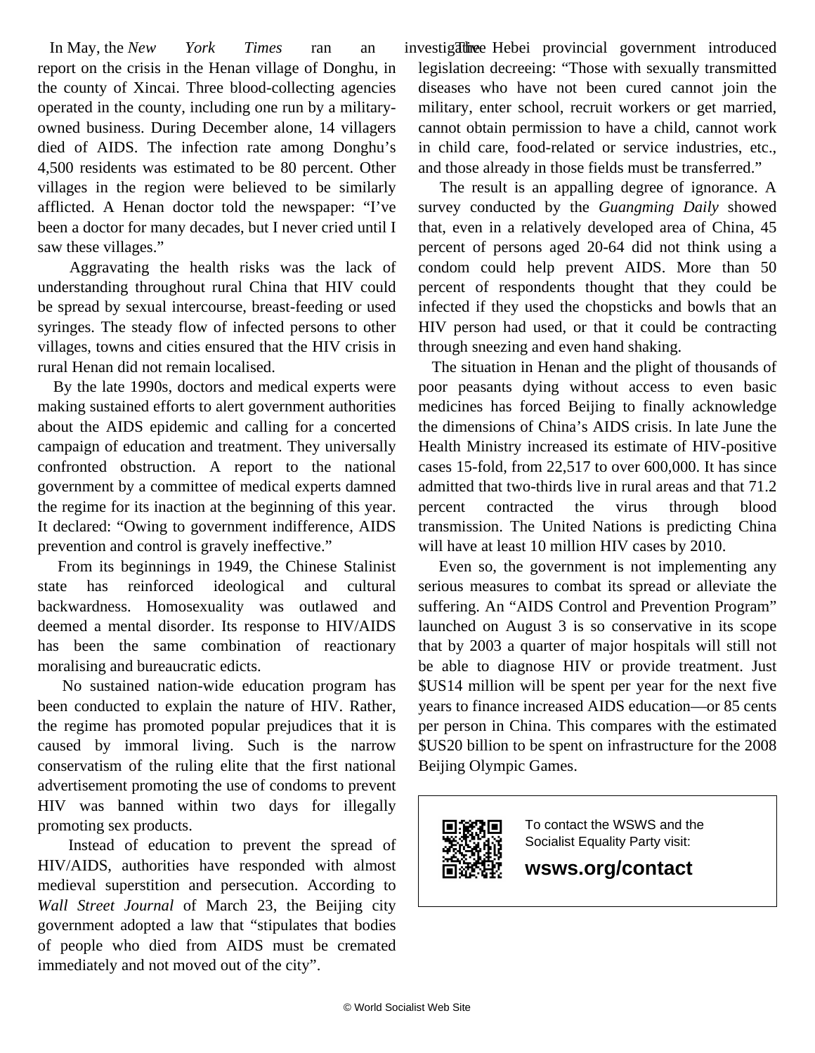In May, the *New York Times* ran an investigative report on the crisis in the Henan village of Donghu, in the county of Xincai. Three blood-collecting agencies operated in the county, including one run by a military-owned business. During December alone, 14 villagers died of AIDS. The infection rate among Donghu's 4,500 residents was estimated to be 80 percent. Other villages in the region were believed to be similarly afflicted. A Henan doctor told the newspaper: "I've been a doctor for many decades, but I never cried until I saw these villages."

Aggravating the health risks was the lack of understanding throughout rural China that HIV could be spread by sexual intercourse, breast-feeding or used syringes. The steady flow of infected persons to other villages, towns and cities ensured that the HIV crisis in rural Henan did not remain localised.

By the late 1990s, doctors and medical experts were making sustained efforts to alert government authorities about the AIDS epidemic and calling for a concerted campaign of education and treatment. They universally confronted obstruction. A report to the national government by a committee of medical experts damned the regime for its inaction at the beginning of this year. It declared: "Owing to government indifference, AIDS prevention and control is gravely ineffective."

From its beginnings in 1949, the Chinese Stalinist state has reinforced ideological and cultural backwardness. Homosexuality was outlawed and deemed a mental disorder. Its response to HIV/AIDS has been the same combination of reactionary moralising and bureaucratic edicts.

No sustained nation-wide education program has been conducted to explain the nature of HIV. Rather, the regime has promoted popular prejudices that it is caused by immoral living. Such is the narrow conservatism of the ruling elite that the first national advertisement promoting the use of condoms to prevent HIV was banned within two days for illegally promoting sex products.

Instead of education to prevent the spread of HIV/AIDS, authorities have responded with almost medieval superstition and persecution. According to *Wall Street Journal* of March 23, the Beijing city government adopted a law that "stipulates that bodies of people who died from AIDS must be cremated immediately and not moved out of the city".

The Hebei provincial government introduced legislation decreeing: "Those with sexually transmitted diseases who have not been cured cannot join the military, enter school, recruit workers or get married, cannot obtain permission to have a child, cannot work in child care, food-related or service industries, etc., and those already in those fields must be transferred."

The result is an appalling degree of ignorance. A survey conducted by the *Guangming Daily* showed that, even in a relatively developed area of China, 45 percent of persons aged 20-64 did not think using a condom could help prevent AIDS. More than 50 percent of respondents thought that they could be infected if they used the chopsticks and bowls that an HIV person had used, or that it could be contracting through sneezing and even hand shaking.

The situation in Henan and the plight of thousands of poor peasants dying without access to even basic medicines has forced Beijing to finally acknowledge the dimensions of China's AIDS crisis. In late June the Health Ministry increased its estimate of HIV-positive cases 15-fold, from 22,517 to over 600,000. It has since admitted that two-thirds live in rural areas and that 71.2 percent contracted the virus through blood transmission. The United Nations is predicting China will have at least 10 million HIV cases by 2010.

Even so, the government is not implementing any serious measures to combat its spread or alleviate the suffering. An "AIDS Control and Prevention Program" launched on August 3 is so conservative in its scope that by 2003 a quarter of major hospitals will still not be able to diagnose HIV or provide treatment. Just $US14 million will be spent per year for the next five years to finance increased AIDS education—or 85 cents per person in China. This compares with the estimated $US20 billion to be spent on infrastructure for the 2008 Beijing Olympic Games.

To contact the WSWS and the Socialist Equality Party visit:

**wsws.org/contact**